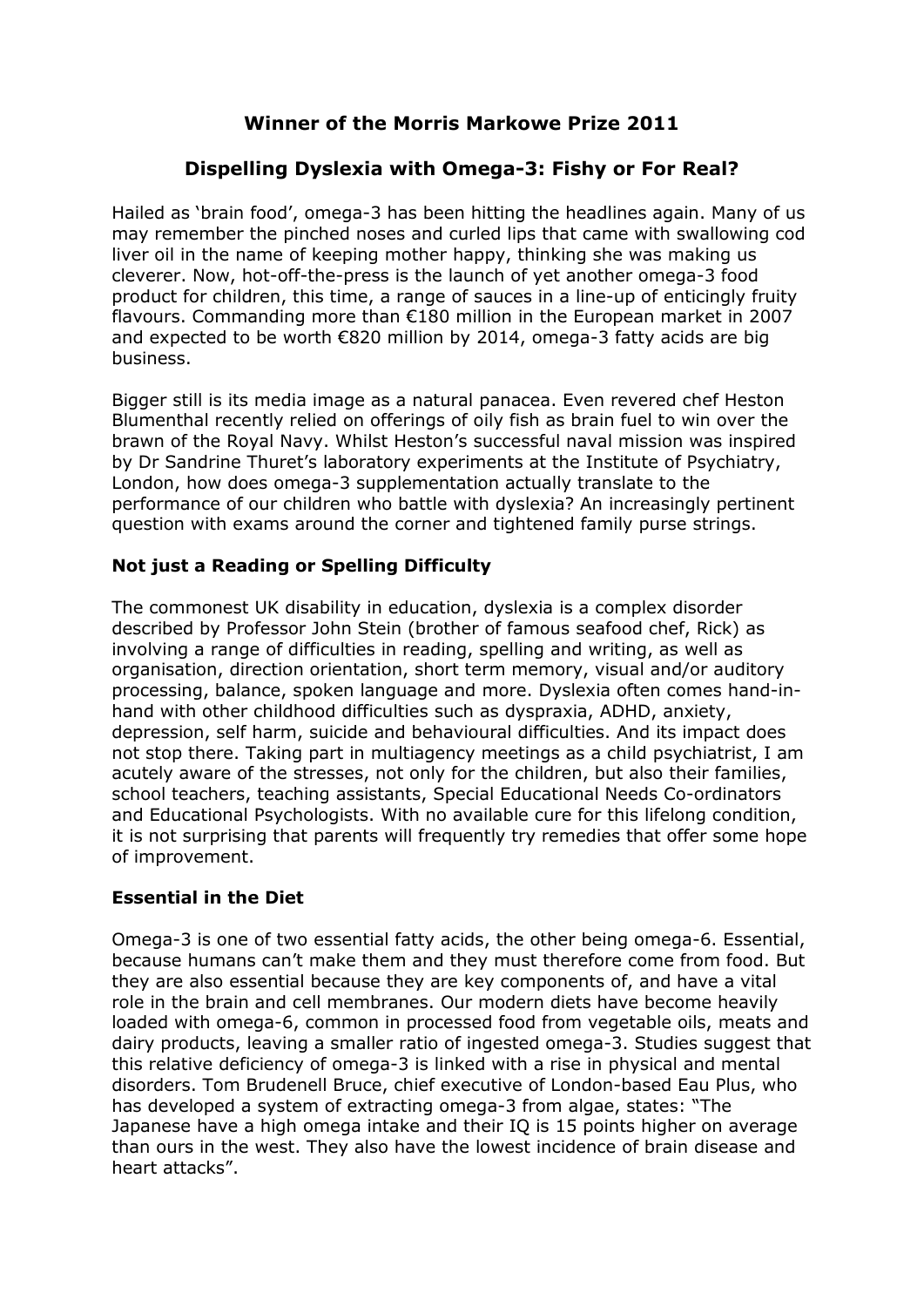# Winner of the Morris Markowe Prize 2011

## Dispelling Dyslexia with Omega-3: Fishy or For Real?

Hailed as 'brain food', omega-3 has been hitting the headlines again. Many of us may remember the pinched noses and curled lips that came with swallowing cod liver oil in the name of keeping mother happy, thinking she was making us cleverer. Now, hot-off-the-press is the launch of yet another omega-3 food product for children, this time, a range of sauces in a line-up of enticingly fruity flavours. Commanding more than €180 million in the European market in 2007 and expected to be worth €820 million by 2014, omega-3 fatty acids are big business.

Bigger still is its media image as a natural panacea. Even revered chef Heston Blumenthal recently relied on offerings of oily fish as brain fuel to win over the brawn of the Royal Navy. Whilst Heston's successful naval mission was inspired by Dr Sandrine Thuret's laboratory experiments at the Institute of Psychiatry, London, how does omega-3 supplementation actually translate to the performance of our children who battle with dyslexia? An increasingly pertinent question with exams around the corner and tightened family purse strings.

### Not just a Reading or Spelling Difficulty

The commonest UK disability in education, dyslexia is a complex disorder described by Professor John Stein (brother of famous seafood chef, Rick) as involving a range of difficulties in reading, spelling and writing, as well as organisation, direction orientation, short term memory, visual and/or auditory processing, balance, spoken language and more. Dyslexia often comes hand-in-hand with other childhood difficulties such as dyspraxia, ADHD, anxiety, depression, self harm, suicide and behavioural difficulties. And its impact does not stop there. Taking part in multiagency meetings as a child psychiatrist, I am acutely aware of the stresses, not only for the children, but also their families, school teachers, teaching assistants, Special Educational Needs Co-ordinators and Educational Psychologists. With no available cure for this lifelong condition, it is not surprising that parents will frequently try remedies that offer some hope of improvement.

### Essential in the Diet

Omega-3 is one of two essential fatty acids, the other being omega-6. Essential, because humans can't make them and they must therefore come from food. But they are also essential because they are key components of, and have a vital role in the brain and cell membranes. Our modern diets have become heavily loaded with omega-6, common in processed food from vegetable oils, meats and dairy products, leaving a smaller ratio of ingested omega-3. Studies suggest that this relative deficiency of omega-3 is linked with a rise in physical and mental disorders. Tom Brudenell Bruce, chief executive of London-based Eau Plus, who has developed a system of extracting omega-3 from algae, states: "The Japanese have a high omega intake and their IQ is 15 points higher on average than ours in the west. They also have the lowest incidence of brain disease and heart attacks".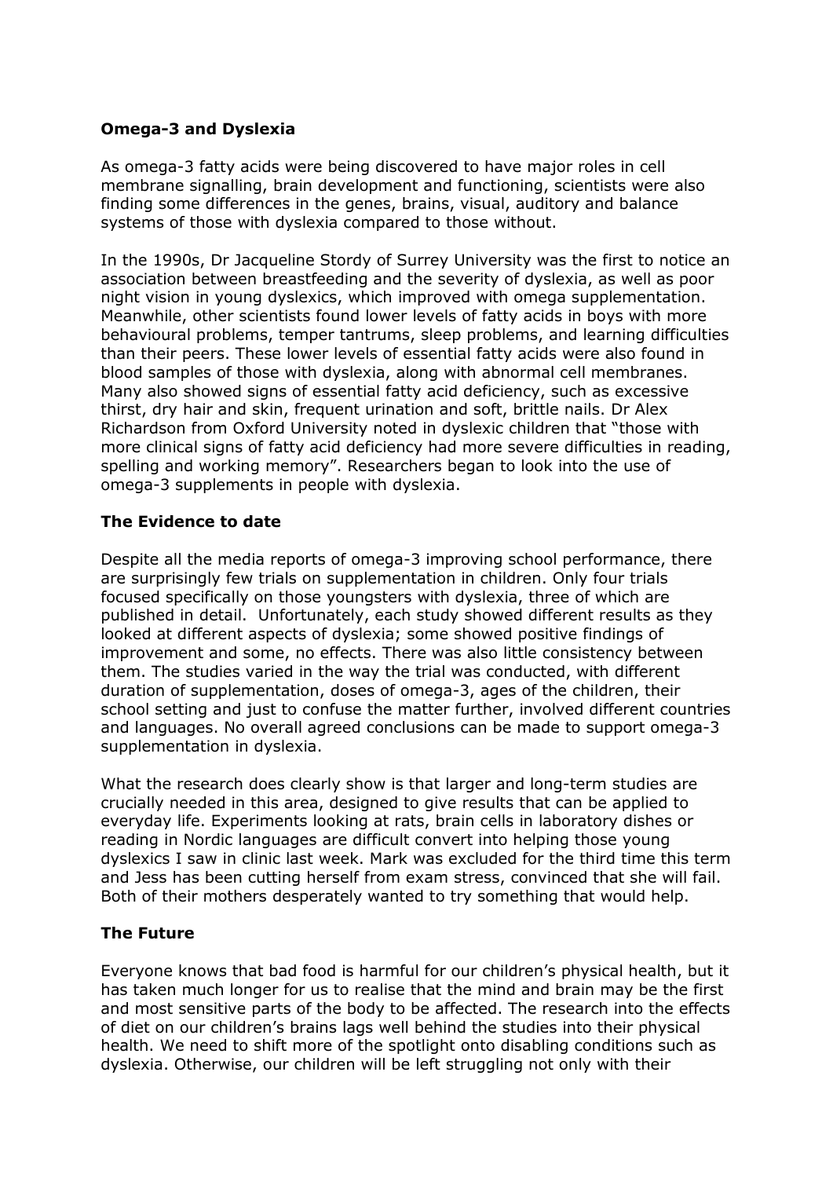**Omega-3 and Dyslexia**

As omega-3 fatty acids were being discovered to have major roles in cell membrane signalling, brain development and functioning, scientists were also finding some differences in the genes, brains, visual, auditory and balance systems of those with dyslexia compared to those without.

In the 1990s, Dr Jacqueline Stordy of Surrey University was the first to notice an association between breastfeeding and the severity of dyslexia, as well as poor night vision in young dyslexics, which improved with omega supplementation. Meanwhile, other scientists found lower levels of fatty acids in boys with more behavioural problems, temper tantrums, sleep problems, and learning difficulties than their peers. These lower levels of essential fatty acids were also found in blood samples of those with dyslexia, along with abnormal cell membranes. Many also showed signs of essential fatty acid deficiency, such as excessive thirst, dry hair and skin, frequent urination and soft, brittle nails. Dr Alex Richardson from Oxford University noted in dyslexic children that "those with more clinical signs of fatty acid deficiency had more severe difficulties in reading, spelling and working memory". Researchers began to look into the use of omega-3 supplements in people with dyslexia.

**The Evidence to date**

Despite all the media reports of omega-3 improving school performance, there are surprisingly few trials on supplementation in children. Only four trials focused specifically on those youngsters with dyslexia, three of which are published in detail. Unfortunately, each study showed different results as they looked at different aspects of dyslexia; some showed positive findings of improvement and some, no effects. There was also little consistency between them. The studies varied in the way the trial was conducted, with different duration of supplementation, doses of omega-3, ages of the children, their school setting and just to confuse the matter further, involved different countries and languages. No overall agreed conclusions can be made to support omega-3 supplementation in dyslexia.

What the research does clearly show is that larger and long-term studies are crucially needed in this area, designed to give results that can be applied to everyday life. Experiments looking at rats, brain cells in laboratory dishes or reading in Nordic languages are difficult convert into helping those young dyslexics I saw in clinic last week. Mark was excluded for the third time this term and Jess has been cutting herself from exam stress, convinced that she will fail. Both of their mothers desperately wanted to try something that would help.

**The Future**

Everyone knows that bad food is harmful for our children's physical health, but it has taken much longer for us to realise that the mind and brain may be the first and most sensitive parts of the body to be affected. The research into the effects of diet on our children's brains lags well behind the studies into their physical health. We need to shift more of the spotlight onto disabling conditions such as dyslexia. Otherwise, our children will be left struggling not only with their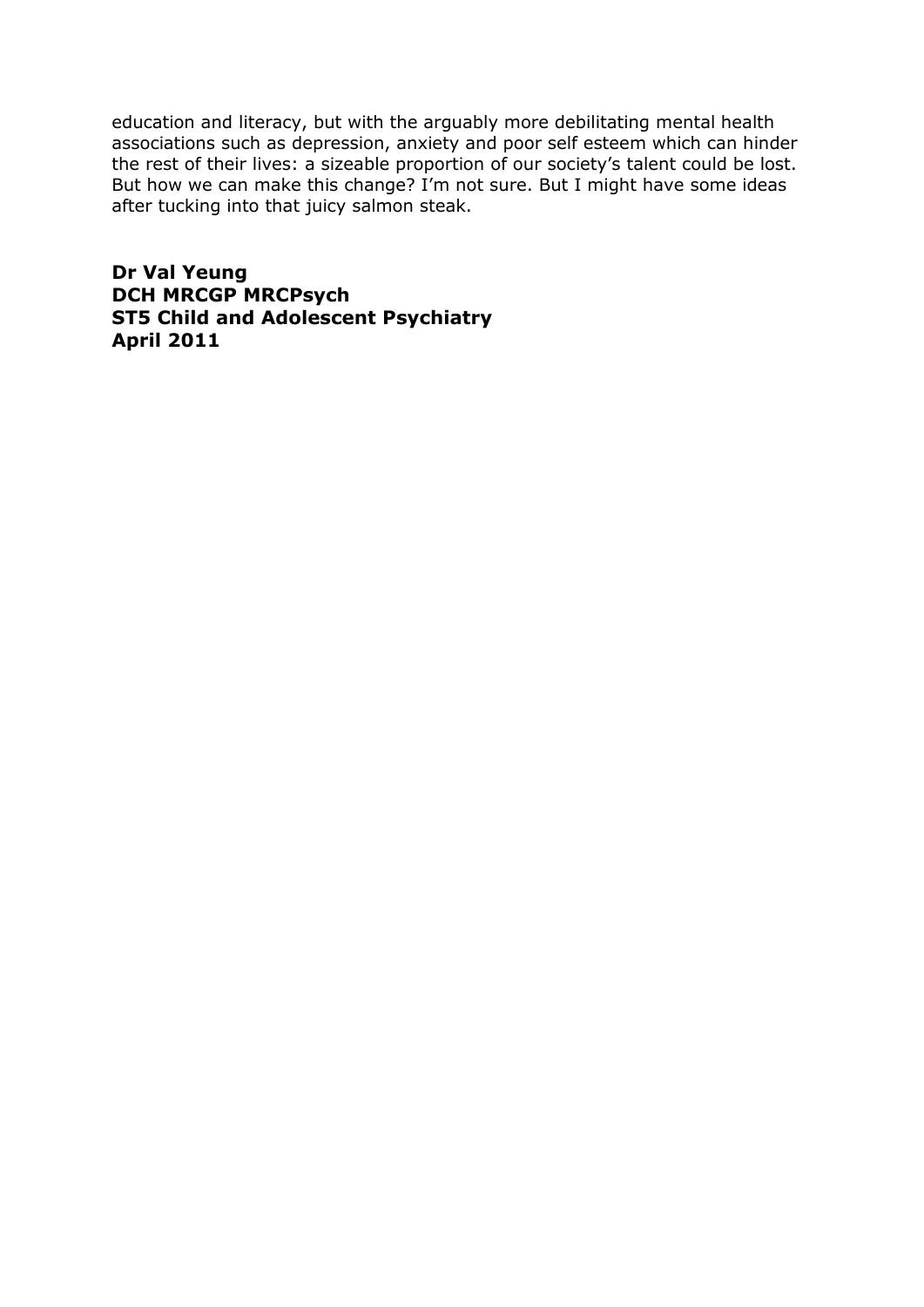education and literacy, but with the arguably more debilitating mental health associations such as depression, anxiety and poor self esteem which can hinder the rest of their lives: a sizeable proportion of our society's talent could be lost. But how we can make this change? I'm not sure. But I might have some ideas after tucking into that juicy salmon steak.

**Dr Val Yeung**
**DCH MRCGP MRCPsych**
**ST5 Child and Adolescent Psychiatry**
**April 2011**